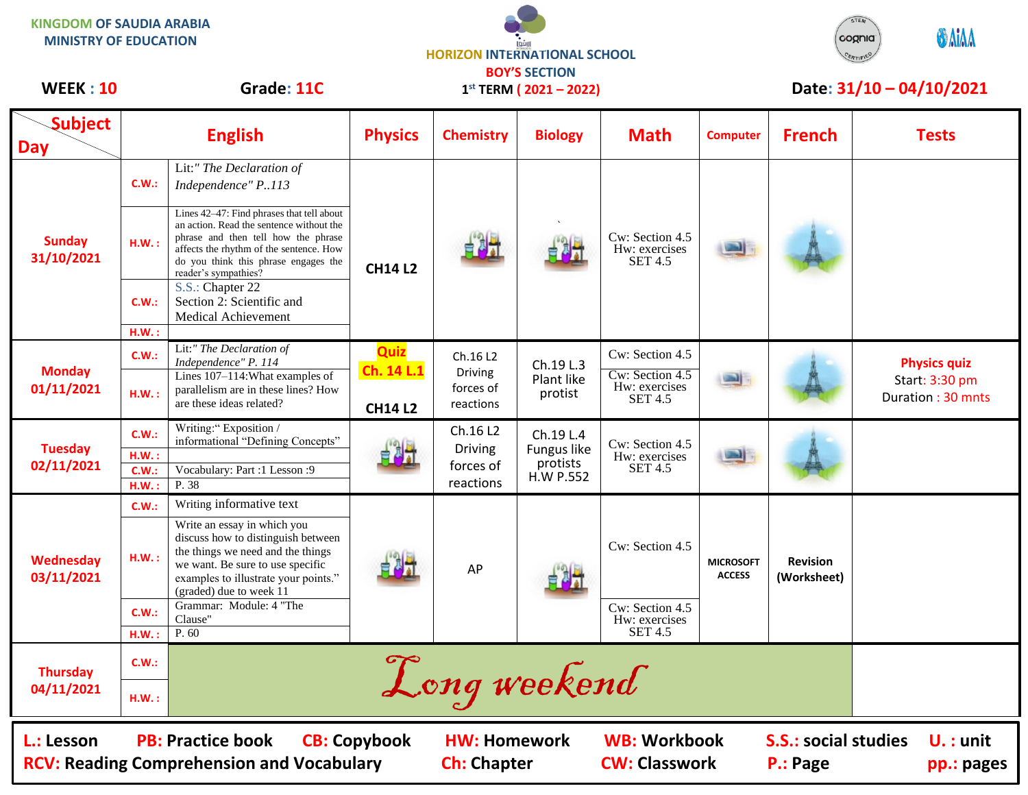KINGDOM OF SAUDIA ARABIA
MINISTRY OF EDUCATION

HORIZON INTERNATIONAL SCHOOL
BOY'S SECTION
1st TERM ( 2021 – 2022)

**WEEK : 10** | **Grade: 11C** | **Date: 31/10 – 04/10/2021**

| Day | | English | Physics | Chemistry | Biology | Math | Computer | French | Tests |
|---|---|---|---|---|---|---|---|---|---|
| **Sunday 31/10/2021** | C.W.: | Lit:" *The Declaration of Independence" P..113* | CH14 L2 | | ` | Cw: Section 4.5 Hw: exercises SET 4.5 | | | |
| | H.W. : | Lines 42–47: Find phrases that tell about an action. Read the sentence without the phrase and then tell how the phrase affects the rhythm of the sentence. How do you think this phrase engages the reader's sympathies? | | | | | | | |
| | C.W.: | S.S.: Chapter 22 Section 2: Scientific and Medical Achievement | | | | | | | |
| | H.W. : | | | | | | | | |
| **Monday 01/11/2021** | C.W.: | Lit:" *The Declaration of Independence" P. 114* | Quiz Ch. 14 L.1 CH14 L2 | Ch.16 L2 Driving forces of reactions | Ch.19 L.3 Plant like protist | Cw: Section 4.5 | | | **Physics quiz** Start: 3:30 pm Duration : 30 mnts |
| | H.W. : | Lines 107–114:What examples of parallelism are in these lines? How are these ideas related? | | | | Cw: Section 4.5 Hw: exercises SET 4.5 | | | |
| **Tuesday 02/11/2021** | C.W.: | Writing:" Exposition / informational "Defining Concepts" | | Ch.16 L2 Driving forces of reactions | Ch.19 L.4 Fungus like protists H.W P.552 | Cw: Section 4.5 Hw: exercises SET 4.5 | | | |
| | H.W. : | | | | | | | | |
| | C.W.: | Vocabulary: Part :1 Lesson :9 | | | | | | | |
| | H.W. : | P. 38 | | | | | | | |
| **Wednesday 03/11/2021** | C.W.: | Writing informative text | | AP | | Cw: Section 4.5 | MICROSOFT ACCESS | Revision (Worksheet) | |
| | H.W. : | Write an essay in which you discuss how to distinguish between the things we need and the things we want. Be sure to use specific examples to illustrate your points." (graded) due to week 11 | | | | | | | |
| | C.W.: | Grammar: Module: 4 "The Clause" | | | | Cw: Section 4.5 Hw: exercises SET 4.5 | | | |
| | H.W. : | P. 60 | | | | | | | |
| **Thursday 04/11/2021** | C.W.: | *Long weekend* | | | | | | | |
| | H.W. : | | | | | | | | |

**L.:** Lesson **PB:** Practice book **CB:** Copybook **HW:** Homework **WB:** Workbook **S.S.:** social studies **U. :** unit
**RCV:** Reading Comprehension and Vocabulary **Ch:** Chapter **CW:** Classwork **P.:** Page **pp.:** pages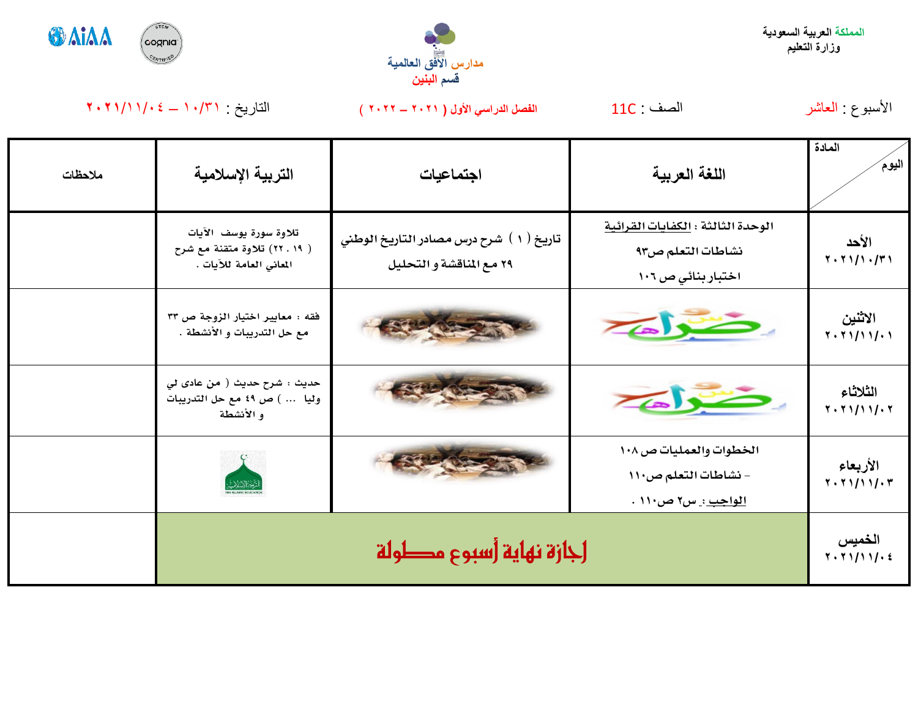المملكة العربية السعودية
وزارة التعليم

مدارس الأفق العالمية
قسم البنين

الأسبوع : العاشر    الصف : 11C    الفصل الدراسي الأول ( ٢٠٢١ – ٢٠٢٢ )    التاريخ : ١٠/٣١ – ٢٠٢١/١١/٠٤

| المادة / اليوم | اللغة العربية | اجتماعيات | التربية الإسلامية | ملاحظات |
|---|---|---|---|---|
| الأحد ٢٠٢١/١٠/٣١ | الوحدة الثالثة : الكفايات القرائية<br>نشاطات التعلم ص٩٣<br>اختبار بنائي ص ١٠٦ | تاريخ ( ١ ) شرح درس مصادر التاريخ الوطني ٢٩ مع المناقشة و التحليل | تلاوة سورة يوسف الآيات ( ١٩ . ٢٢) تلاوة متقنة مع شرح المعاني العامة للآيات . | |
| الاثنين ٢٠٢١/١١/٠١ | | | فقه : معايير اختيار الزوجة ص ٣٣ مع حل التدريبات و الأنشطة . | |
| الثلاثاء ٢٠٢١/١١/٠٢ | | | حديث : شرح حديث ( من عادى لي وليا ... ) ص ٤٩ مع حل التدريبات و الأنشطة | |
| الأربعاء ٢٠٢١/١١/٠٣ | الخطوات والعمليات ص ١٠٨<br>– نشاطات التعلم ص١١٠<br>الواجب : س٢ ص١١٠ . | | | |
| الخميس ٢٠٢١/١١/٠٤ | إجازة نهاية أسبوع مطـولة | | | |